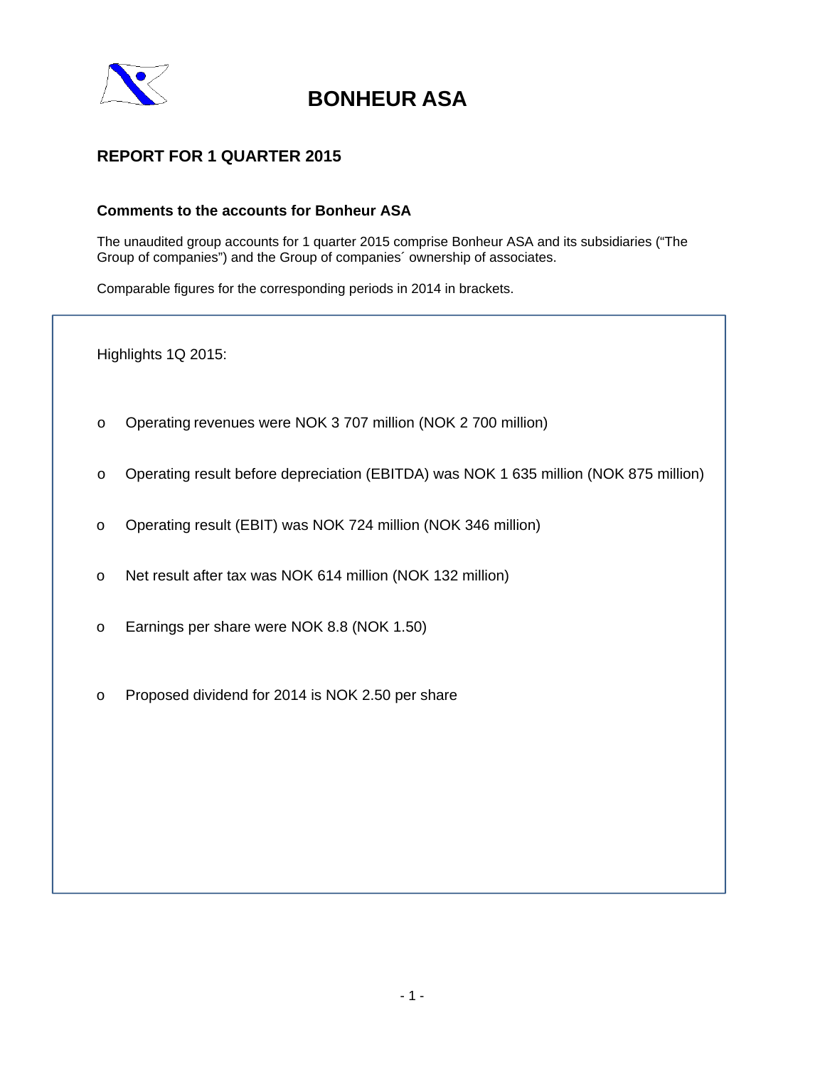# BONHEUR ASA

## REPORT FOR 1 QUARTER 2015

### Comments to the accounts for Bonheur ASA

The unaudited group accounts for 1 quarter 2015 comprise Bonheur ASA and its subsidiaries ("The Group of companies") and the Group of companies´ ownership of associates.

Comparable figures for the corresponding periods in 2014 in brackets.

Highlights 1Q 2015:

- Operating revenues were NOK 3 707 million (NOK 2 700 million)
- Operating result before depreciation (EBITDA) was NOK 1 635 million (NOK 875 million)
- Operating result (EBIT) was NOK 724 million (NOK 346 million)
- Net result after tax was NOK 614 million (NOK 132 million)
- Earnings per share were NOK 8.8 (NOK 1.50)
- Proposed dividend for 2014 is NOK 2.50 per share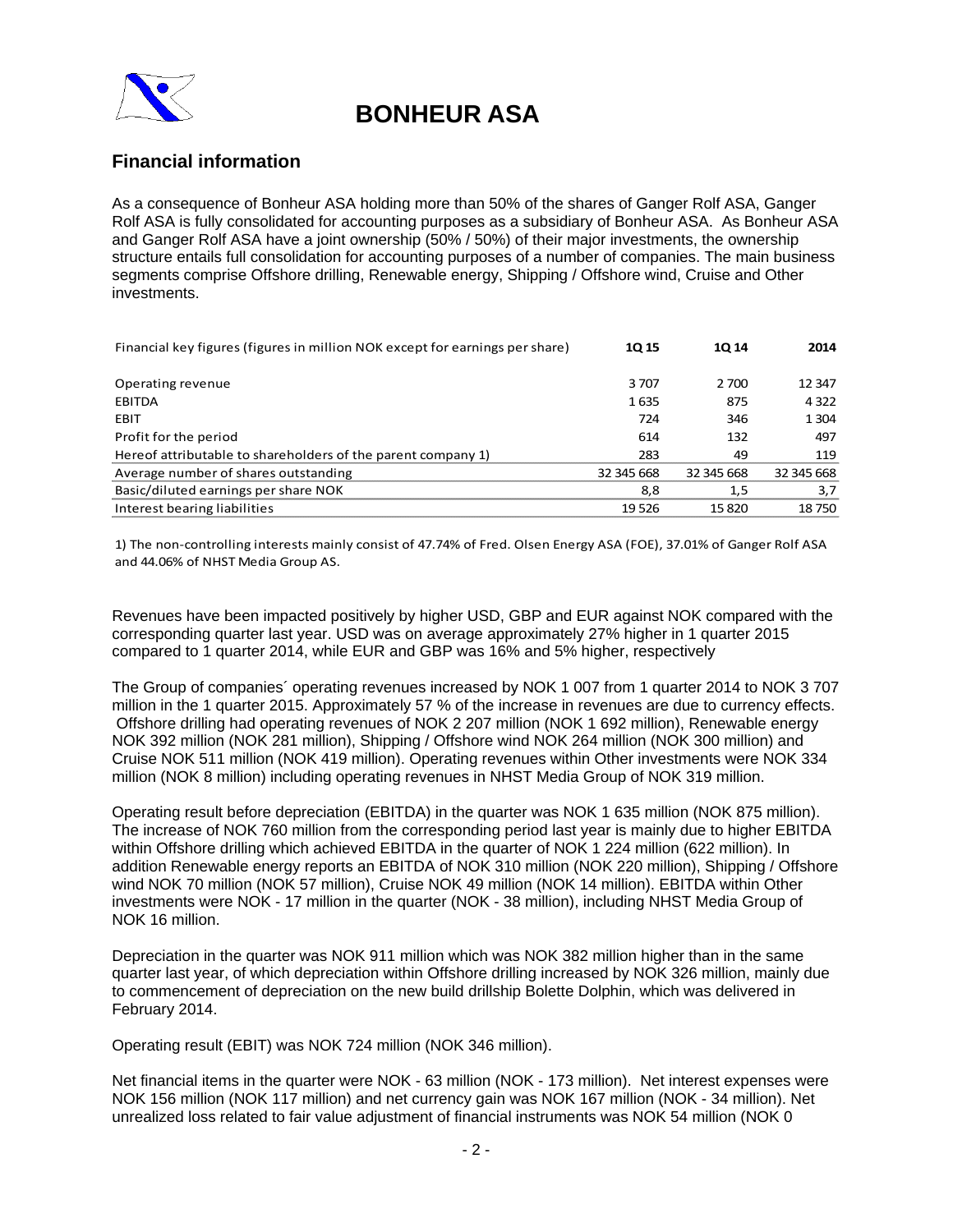# BONHEUR ASA

## Financial information

As a consequence of Bonheur ASA holding more than 50% of the shares of Ganger Rolf ASA, Ganger Rolf ASA is fully consolidated for accounting purposes as a subsidiary of Bonheur ASA. As Bonheur ASA and Ganger Rolf ASA have a joint ownership (50% / 50%) of their major investments, the ownership structure entails full consolidation for accounting purposes of a number of companies. The main business segments comprise Offshore drilling, Renewable energy, Shipping / Offshore wind, Cruise and Other investments.

| Financial key figures (figures in million NOK except for earnings per share) | 1Q 15 | 1Q 14 | 2014 |
|---|---|---|---|
| Operating revenue | 3 707 | 2 700 | 12 347 |
| EBITDA | 1 635 | 875 | 4 322 |
| EBIT | 724 | 346 | 1 304 |
| Profit for the period | 614 | 132 | 497 |
| Hereof attributable to shareholders of the parent company 1) | 283 | 49 | 119 |
| Average number of shares outstanding | 32 345 668 | 32 345 668 | 32 345 668 |
| Basic/diluted earnings per share NOK | 8,8 | 1,5 | 3,7 |
| Interest bearing liabilities | 19 526 | 15 820 | 18 750 |

1) The non-controlling interests mainly consist of 47.74% of Fred. Olsen Energy ASA (FOE), 37.01% of Ganger Rolf ASA and 44.06% of NHST Media Group AS.

Revenues have been impacted positively by higher USD, GBP and EUR against NOK compared with the corresponding quarter last year. USD was on average approximately 27% higher in 1 quarter 2015 compared to 1 quarter 2014, while EUR and GBP was 16% and 5% higher, respectively

The Group of companies´ operating revenues increased by NOK 1 007 from 1 quarter 2014 to NOK 3 707 million in the 1 quarter 2015. Approximately 57 % of the increase in revenues are due to currency effects. Offshore drilling had operating revenues of NOK 2 207 million (NOK 1 692 million), Renewable energy NOK 392 million (NOK 281 million), Shipping / Offshore wind NOK 264 million (NOK 300 million) and Cruise NOK 511 million (NOK 419 million). Operating revenues within Other investments were NOK 334 million (NOK 8 million) including operating revenues in NHST Media Group of NOK 319 million.

Operating result before depreciation (EBITDA) in the quarter was NOK 1 635 million (NOK 875 million). The increase of NOK 760 million from the corresponding period last year is mainly due to higher EBITDA within Offshore drilling which achieved EBITDA in the quarter of NOK 1 224 million (622 million). In addition Renewable energy reports an EBITDA of NOK 310 million (NOK 220 million), Shipping / Offshore wind NOK 70 million (NOK 57 million), Cruise NOK 49 million (NOK 14 million). EBITDA within Other investments were NOK - 17 million in the quarter (NOK - 38 million), including NHST Media Group of NOK 16 million.

Depreciation in the quarter was NOK 911 million which was NOK 382 million higher than in the same quarter last year, of which depreciation within Offshore drilling increased by NOK 326 million, mainly due to commencement of depreciation on the new build drillship Bolette Dolphin, which was delivered in February 2014.

Operating result (EBIT) was NOK 724 million (NOK 346 million).

Net financial items in the quarter were NOK - 63 million (NOK - 173 million). Net interest expenses were NOK 156 million (NOK 117 million) and net currency gain was NOK 167 million (NOK - 34 million). Net unrealized loss related to fair value adjustment of financial instruments was NOK 54 million (NOK 0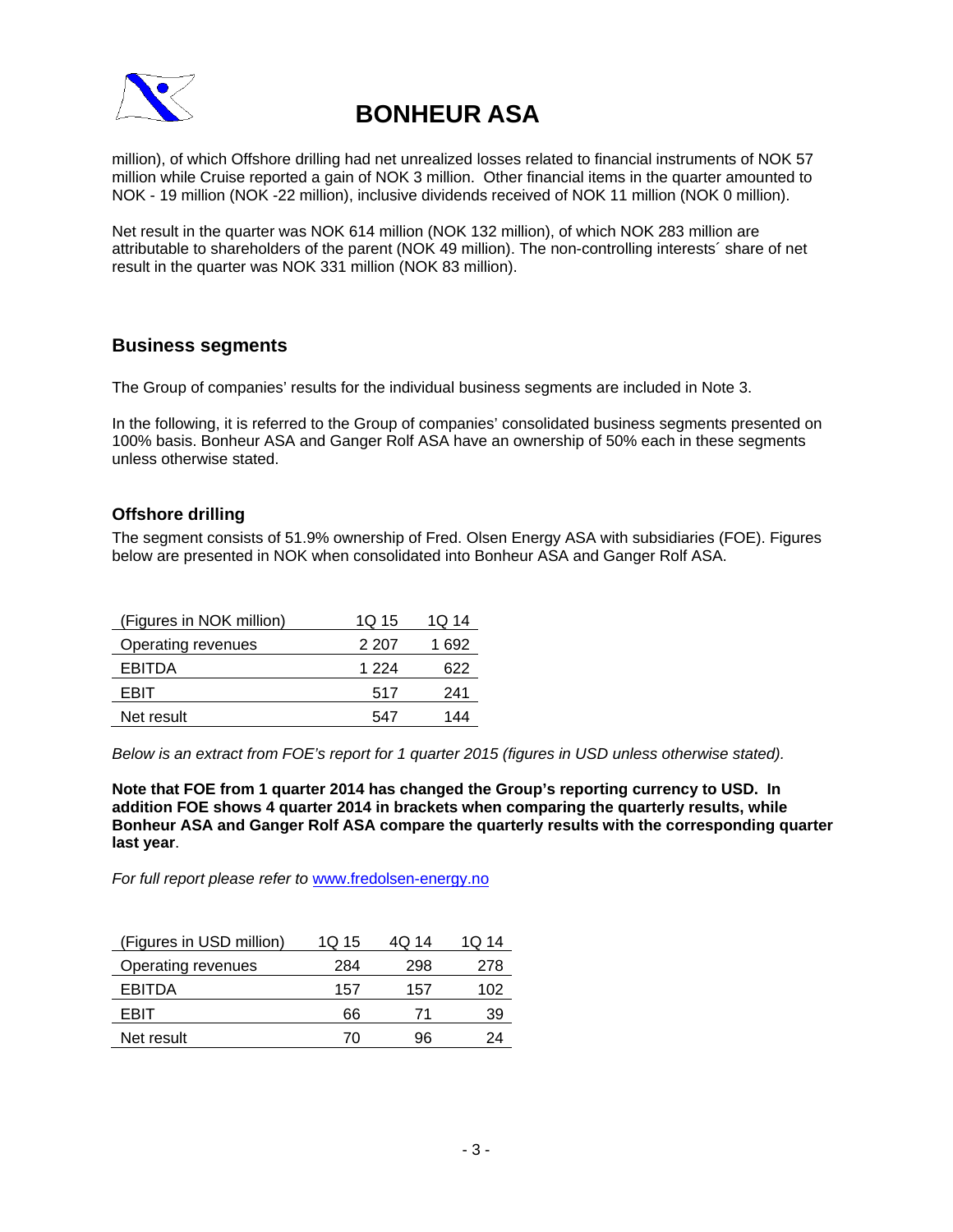million), of which Offshore drilling had net unrealized losses related to financial instruments of NOK 57 million while Cruise reported a gain of NOK 3 million. Other financial items in the quarter amounted to NOK - 19 million (NOK -22 million), inclusive dividends received of NOK 11 million (NOK 0 million).

Net result in the quarter was NOK 614 million (NOK 132 million), of which NOK 283 million are attributable to shareholders of the parent (NOK 49 million). The non-controlling interests´ share of net result in the quarter was NOK 331 million (NOK 83 million).

## Business segments

The Group of companies' results for the individual business segments are included in Note 3.

In the following, it is referred to the Group of companies' consolidated business segments presented on 100% basis. Bonheur ASA and Ganger Rolf ASA have an ownership of 50% each in these segments unless otherwise stated.

### Offshore drilling

The segment consists of 51.9% ownership of Fred. Olsen Energy ASA with subsidiaries (FOE). Figures below are presented in NOK when consolidated into Bonheur ASA and Ganger Rolf ASA.

| (Figures in NOK million) | 1Q 15 | 1Q 14 |
|---|---|---|
| Operating revenues | 2 207 | 1 692 |
| EBITDA | 1 224 | 622 |
| EBIT | 517 | 241 |
| Net result | 547 | 144 |

*Below is an extract from FOE's report for 1 quarter 2015 (figures in USD unless otherwise stated).*

**Note that FOE from 1 quarter 2014 has changed the Group's reporting currency to USD. In addition FOE shows 4 quarter 2014 in brackets when comparing the quarterly results, while Bonheur ASA and Ganger Rolf ASA compare the quarterly results with the corresponding quarter last year**.

*For full report please refer to* www.fredolsen-energy.no

| (Figures in USD million) | 1Q 15 | 4Q 14 | 1Q 14 |
|---|---|---|---|
| Operating revenues | 284 | 298 | 278 |
| EBITDA | 157 | 157 | 102 |
| EBIT | 66 | 71 | 39 |
| Net result | 70 | 96 | 24 |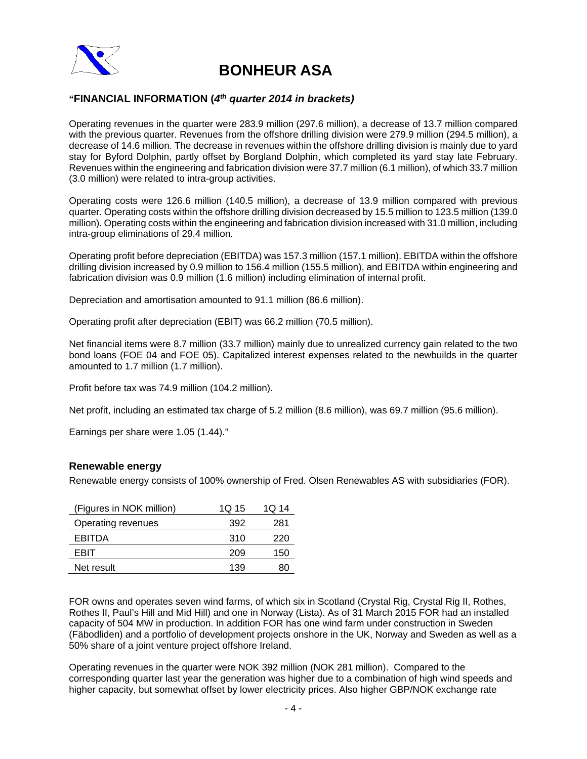# BONHEUR ASA

**"FINANCIAL INFORMATION (*4th quarter 2014 in brackets)***

Operating revenues in the quarter were 283.9 million (297.6 million), a decrease of 13.7 million compared with the previous quarter. Revenues from the offshore drilling division were 279.9 million (294.5 million), a decrease of 14.6 million. The decrease in revenues within the offshore drilling division is mainly due to yard stay for Byford Dolphin, partly offset by Borgland Dolphin, which completed its yard stay late February. Revenues within the engineering and fabrication division were 37.7 million (6.1 million), of which 33.7 million (3.0 million) were related to intra-group activities.

Operating costs were 126.6 million (140.5 million), a decrease of 13.9 million compared with previous quarter. Operating costs within the offshore drilling division decreased by 15.5 million to 123.5 million (139.0 million). Operating costs within the engineering and fabrication division increased with 31.0 million, including intra-group eliminations of 29.4 million.

Operating profit before depreciation (EBITDA) was 157.3 million (157.1 million). EBITDA within the offshore drilling division increased by 0.9 million to 156.4 million (155.5 million), and EBITDA within engineering and fabrication division was 0.9 million (1.6 million) including elimination of internal profit.

Depreciation and amortisation amounted to 91.1 million (86.6 million).

Operating profit after depreciation (EBIT) was 66.2 million (70.5 million).

Net financial items were 8.7 million (33.7 million) mainly due to unrealized currency gain related to the two bond loans (FOE 04 and FOE 05). Capitalized interest expenses related to the newbuilds in the quarter amounted to 1.7 million (1.7 million).

Profit before tax was 74.9 million (104.2 million).

Net profit, including an estimated tax charge of 5.2 million (8.6 million), was 69.7 million (95.6 million).

Earnings per share were 1.05 (1.44)."

## Renewable energy

Renewable energy consists of 100% ownership of Fred. Olsen Renewables AS with subsidiaries (FOR).

| (Figures in NOK million) | 1Q 15 | 1Q 14 |
|---|---|---|
| Operating revenues | 392 | 281 |
| EBITDA | 310 | 220 |
| EBIT | 209 | 150 |
| Net result | 139 | 80 |

FOR owns and operates seven wind farms, of which six in Scotland (Crystal Rig, Crystal Rig II, Rothes, Rothes II, Paul's Hill and Mid Hill) and one in Norway (Lista). As of 31 March 2015 FOR had an installed capacity of 504 MW in production. In addition FOR has one wind farm under construction in Sweden (Fäbodliden) and a portfolio of development projects onshore in the UK, Norway and Sweden as well as a 50% share of a joint venture project offshore Ireland.

Operating revenues in the quarter were NOK 392 million (NOK 281 million). Compared to the corresponding quarter last year the generation was higher due to a combination of high wind speeds and higher capacity, but somewhat offset by lower electricity prices. Also higher GBP/NOK exchange rate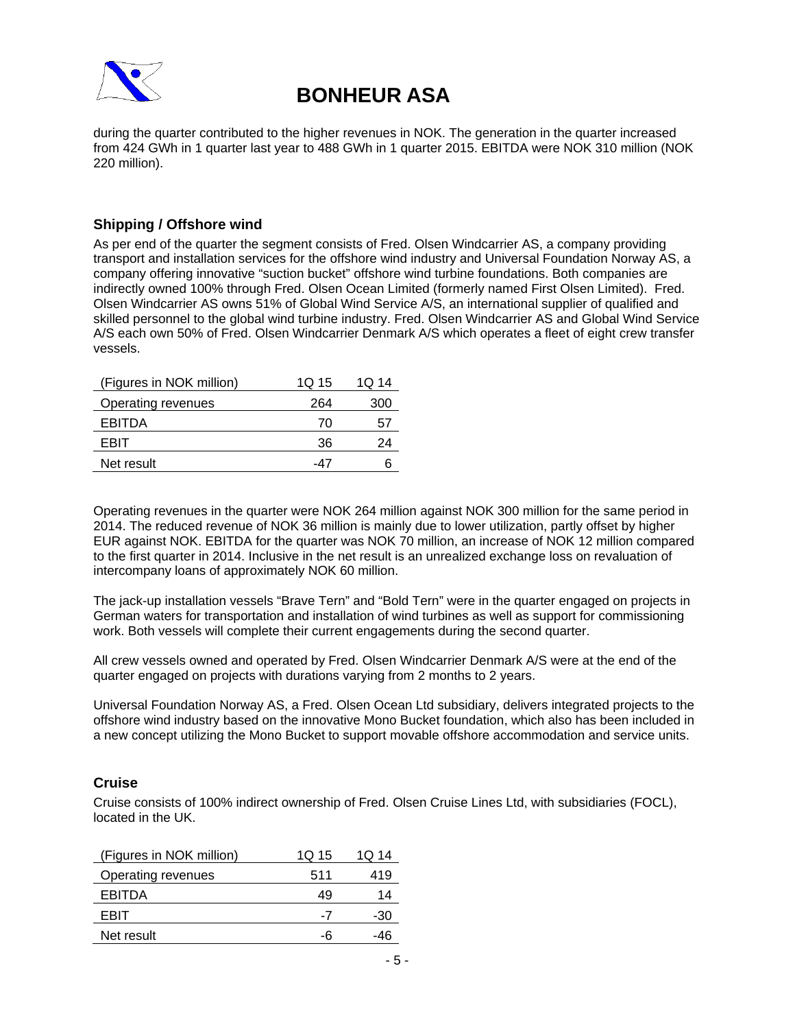during the quarter contributed to the higher revenues in NOK. The generation in the quarter increased from 424 GWh in 1 quarter last year to 488 GWh in 1 quarter 2015. EBITDA were NOK 310 million (NOK 220 million).

### Shipping / Offshore wind

As per end of the quarter the segment consists of Fred. Olsen Windcarrier AS, a company providing transport and installation services for the offshore wind industry and Universal Foundation Norway AS, a company offering innovative "suction bucket" offshore wind turbine foundations. Both companies are indirectly owned 100% through Fred. Olsen Ocean Limited (formerly named First Olsen Limited). Fred. Olsen Windcarrier AS owns 51% of Global Wind Service A/S, an international supplier of qualified and skilled personnel to the global wind turbine industry. Fred. Olsen Windcarrier AS and Global Wind Service A/S each own 50% of Fred. Olsen Windcarrier Denmark A/S which operates a fleet of eight crew transfer vessels.

| (Figures in NOK million) | 1Q 15 | 1Q 14 |
|---|---|---|
| Operating revenues | 264 | 300 |
| EBITDA | 70 | 57 |
| EBIT | 36 | 24 |
| Net result | -47 | 6 |

Operating revenues in the quarter were NOK 264 million against NOK 300 million for the same period in 2014. The reduced revenue of NOK 36 million is mainly due to lower utilization, partly offset by higher EUR against NOK. EBITDA for the quarter was NOK 70 million, an increase of NOK 12 million compared to the first quarter in 2014. Inclusive in the net result is an unrealized exchange loss on revaluation of intercompany loans of approximately NOK 60 million.

The jack-up installation vessels "Brave Tern" and "Bold Tern" were in the quarter engaged on projects in German waters for transportation and installation of wind turbines as well as support for commissioning work. Both vessels will complete their current engagements during the second quarter.

All crew vessels owned and operated by Fred. Olsen Windcarrier Denmark A/S were at the end of the quarter engaged on projects with durations varying from 2 months to 2 years.

Universal Foundation Norway AS, a Fred. Olsen Ocean Ltd subsidiary, delivers integrated projects to the offshore wind industry based on the innovative Mono Bucket foundation, which also has been included in a new concept utilizing the Mono Bucket to support movable offshore accommodation and service units.

### Cruise

Cruise consists of 100% indirect ownership of Fred. Olsen Cruise Lines Ltd, with subsidiaries (FOCL), located in the UK.

| (Figures in NOK million) | 1Q 15 | 1Q 14 |
|---|---|---|
| Operating revenues | 511 | 419 |
| EBITDA | 49 | 14 |
| EBIT | -7 | -30 |
| Net result | -6 | -46 |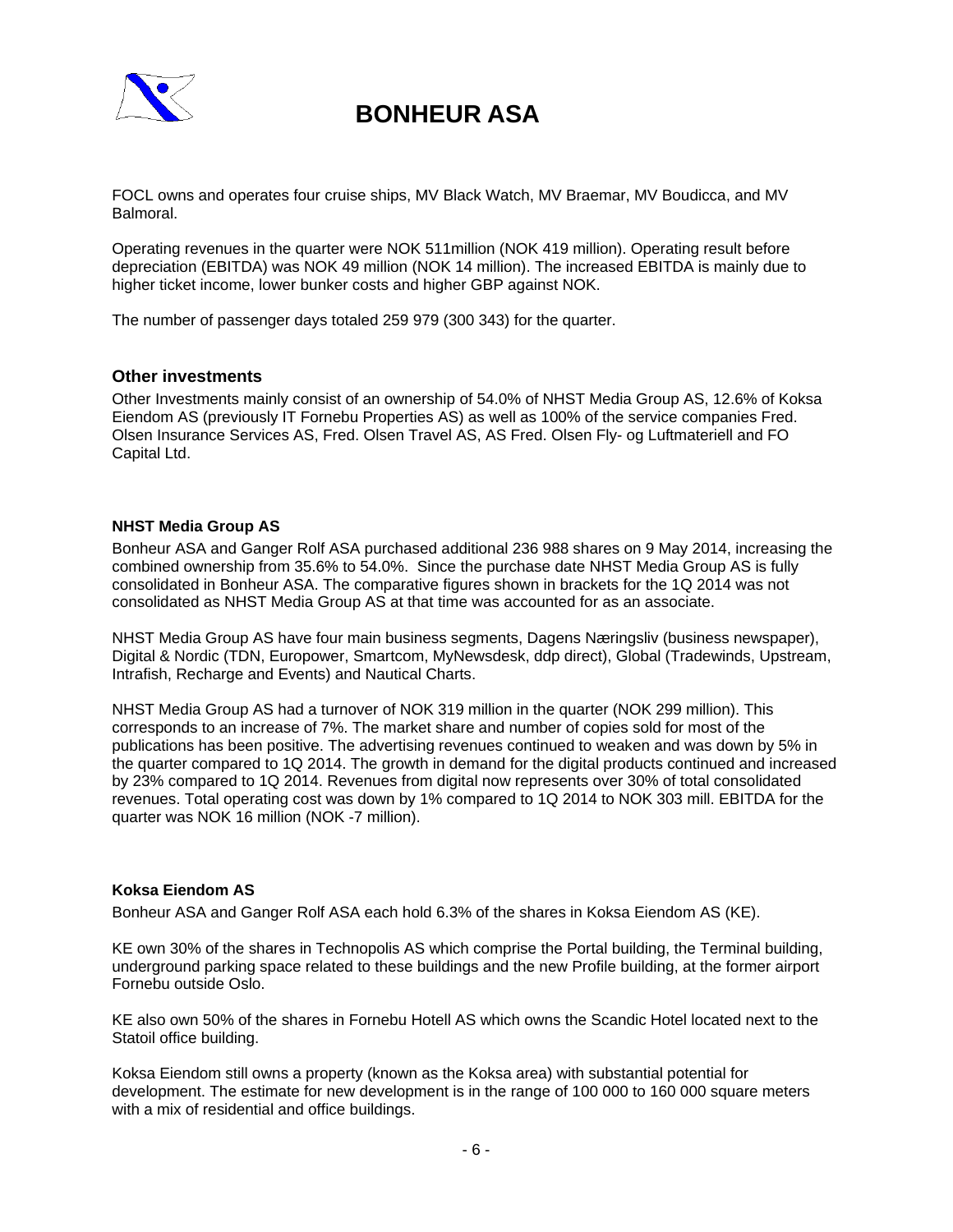FOCL owns and operates four cruise ships, MV Black Watch, MV Braemar, MV Boudicca, and MV Balmoral.

Operating revenues in the quarter were NOK 511million (NOK 419 million). Operating result before depreciation (EBITDA) was NOK 49 million (NOK 14 million). The increased EBITDA is mainly due to higher ticket income, lower bunker costs and higher GBP against NOK.

The number of passenger days totaled 259 979 (300 343) for the quarter.

## Other investments

Other Investments mainly consist of an ownership of 54.0% of NHST Media Group AS, 12.6% of Koksa Eiendom AS (previously IT Fornebu Properties AS) as well as 100% of the service companies Fred. Olsen Insurance Services AS, Fred. Olsen Travel AS, AS Fred. Olsen Fly- og Luftmateriell and FO Capital Ltd.

### NHST Media Group AS

Bonheur ASA and Ganger Rolf ASA purchased additional 236 988 shares on 9 May 2014, increasing the combined ownership from 35.6% to 54.0%. Since the purchase date NHST Media Group AS is fully consolidated in Bonheur ASA. The comparative figures shown in brackets for the 1Q 2014 was not consolidated as NHST Media Group AS at that time was accounted for as an associate.

NHST Media Group AS have four main business segments, Dagens Næringsliv (business newspaper), Digital & Nordic (TDN, Europower, Smartcom, MyNewsdesk, ddp direct), Global (Tradewinds, Upstream, Intrafish, Recharge and Events) and Nautical Charts.

NHST Media Group AS had a turnover of NOK 319 million in the quarter (NOK 299 million). This corresponds to an increase of 7%. The market share and number of copies sold for most of the publications has been positive. The advertising revenues continued to weaken and was down by 5% in the quarter compared to 1Q 2014. The growth in demand for the digital products continued and increased by 23% compared to 1Q 2014. Revenues from digital now represents over 30% of total consolidated revenues. Total operating cost was down by 1% compared to 1Q 2014 to NOK 303 mill. EBITDA for the quarter was NOK 16 million (NOK -7 million).

### Koksa Eiendom AS

Bonheur ASA and Ganger Rolf ASA each hold 6.3% of the shares in Koksa Eiendom AS (KE).

KE own 30% of the shares in Technopolis AS which comprise the Portal building, the Terminal building, underground parking space related to these buildings and the new Profile building, at the former airport Fornebu outside Oslo.

KE also own 50% of the shares in Fornebu Hotell AS which owns the Scandic Hotel located next to the Statoil office building.

Koksa Eiendom still owns a property (known as the Koksa area) with substantial potential for development. The estimate for new development is in the range of 100 000 to 160 000 square meters with a mix of residential and office buildings.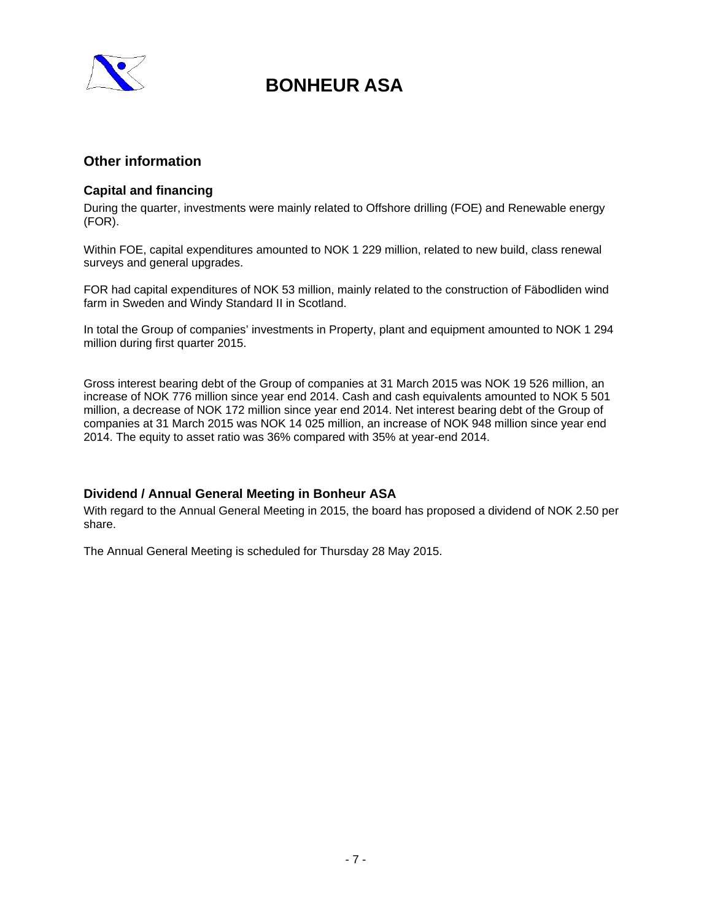# BONHEUR ASA

## Other information

### Capital and financing

During the quarter, investments were mainly related to Offshore drilling (FOE) and Renewable energy (FOR).

Within FOE, capital expenditures amounted to NOK 1 229 million, related to new build, class renewal surveys and general upgrades.

FOR had capital expenditures of NOK 53 million, mainly related to the construction of Fäbodliden wind farm in Sweden and Windy Standard II in Scotland.

In total the Group of companies' investments in Property, plant and equipment amounted to NOK 1 294 million during first quarter 2015.

Gross interest bearing debt of the Group of companies at 31 March 2015 was NOK 19 526 million, an increase of NOK 776 million since year end 2014. Cash and cash equivalents amounted to NOK 5 501 million, a decrease of NOK 172 million since year end 2014. Net interest bearing debt of the Group of companies at 31 March 2015 was NOK 14 025 million, an increase of NOK 948 million since year end 2014. The equity to asset ratio was 36% compared with 35% at year-end 2014.

### Dividend / Annual General Meeting in Bonheur ASA

With regard to the Annual General Meeting in 2015, the board has proposed a dividend of NOK 2.50 per share.

The Annual General Meeting is scheduled for Thursday 28 May 2015.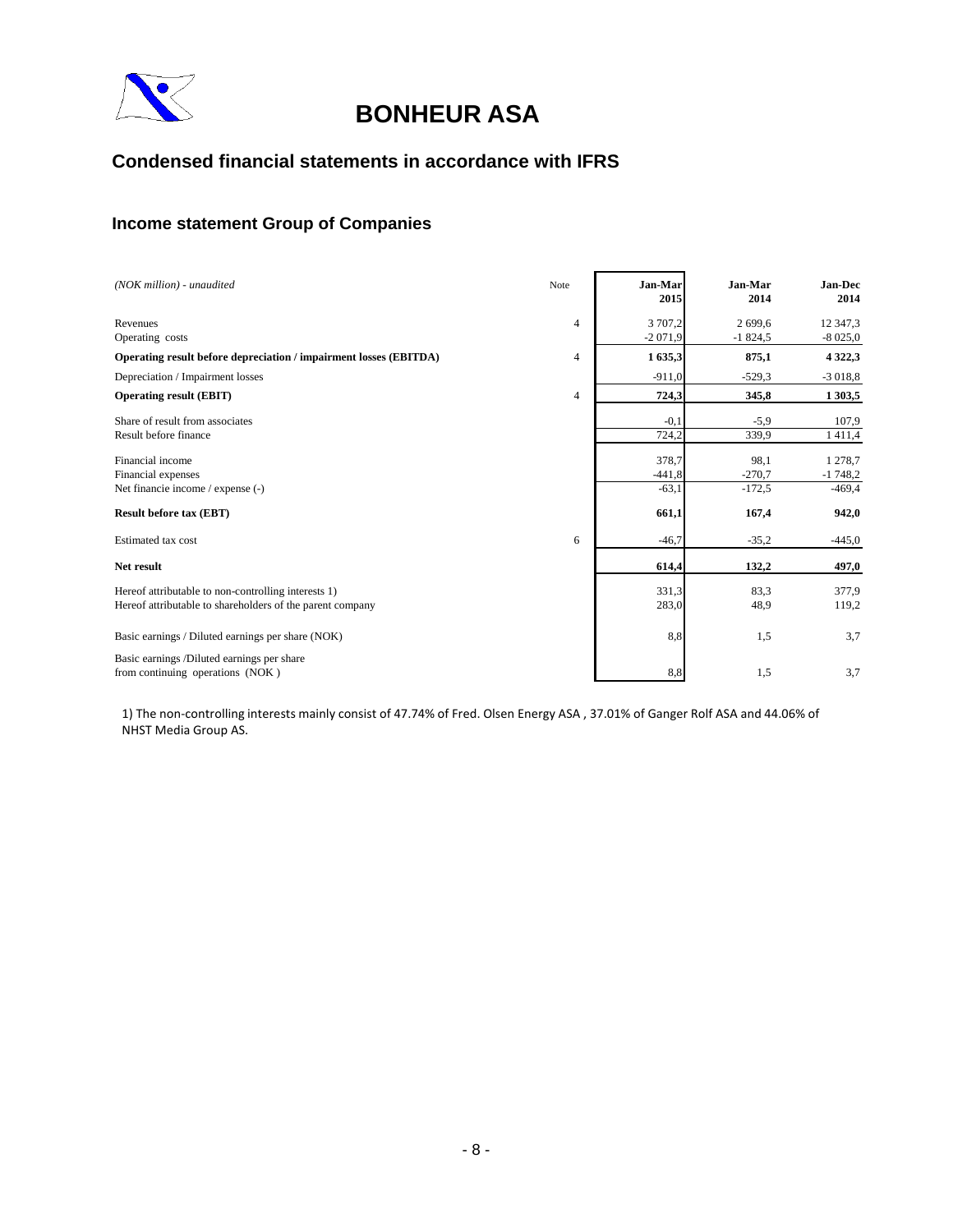# BONHEUR ASA

## Condensed financial statements in accordance with IFRS

### Income statement Group of Companies

| *(NOK million) - unaudited* | Note | **Jan-Mar 2015** | **Jan-Mar 2014** | **Jan-Dec 2014** |
|---|---|---|---|---|
| Revenues | 4 | 3 707,2 | 2 699,6 | 12 347,3 |
| Operating costs | | -2 071,9 | -1 824,5 | -8 025,0 |
| **Operating result before depreciation / impairment losses (EBITDA)** | 4 | **1 635,3** | **875,1** | **4 322,3** |
| Depreciation / Impairment losses | | -911,0 | -529,3 | -3 018,8 |
| **Operating result (EBIT)** | 4 | **724,3** | **345,8** | **1 303,5** |
| Share of result from associates | | -0,1 | -5,9 | 107,9 |
| Result before finance | | 724,2 | 339,9 | 1 411,4 |
| Financial income | | 378,7 | 98,1 | 1 278,7 |
| Financial expenses | | -441,8 | -270,7 | -1 748,2 |
| Net financie income / expense (-) | | -63,1 | -172,5 | -469,4 |
| **Result before tax (EBT)** | | **661,1** | **167,4** | **942,0** |
| Estimated tax cost | 6 | -46,7 | -35,2 | -445,0 |
| **Net result** | | **614,4** | **132,2** | **497,0** |
| Hereof attributable to non-controlling interests 1) | | 331,3 | 83,3 | 377,9 |
| Hereof attributable to shareholders of the parent company | | 283,0 | 48,9 | 119,2 |
| Basic earnings / Diluted earnings per share (NOK) | | 8,8 | 1,5 | 3,7 |
| Basic earnings /Diluted earnings per share from continuing operations (NOK ) | | 8,8 | 1,5 | 3,7 |

1) The non-controlling interests mainly consist of 47.74% of Fred. Olsen Energy ASA , 37.01% of Ganger Rolf ASA and 44.06% of NHST Media Group AS.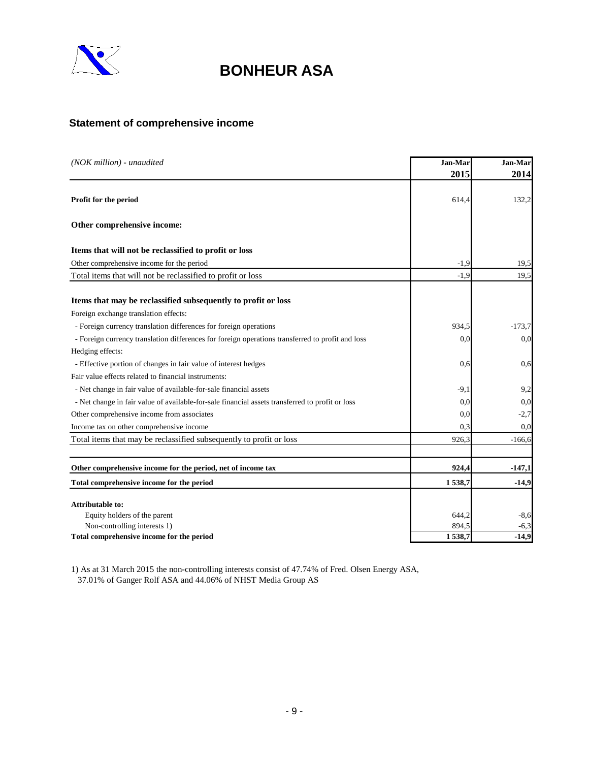# BONHEUR ASA

## Statement of comprehensive income

| *(NOK million) - unaudited* | Jan-Mar 2015 | Jan-Mar 2014 |
|---|---|---|
| **Profit for the period** | 614,4 | 132,2 |
| **Other comprehensive income:** | | |
| **Items that will not be reclassified to profit or loss** | | |
| Other comprehensive income for the period | -1,9 | 19,5 |
| Total items that will not be reclassified to profit or loss | -1,9 | 19,5 |
| **Items that may be reclassified subsequently to profit or loss** | | |
| Foreign exchange translation effects: | | |
| - Foreign currency translation differences for foreign operations | 934,5 | -173,7 |
| - Foreign currency translation differences for foreign operations transferred to profit and loss | 0,0 | 0,0 |
| Hedging effects: | | |
| - Effective portion of changes in fair value of interest hedges | 0,6 | 0,6 |
| Fair value effects related to financial instruments: | | |
| - Net change in fair value of available-for-sale financial assets | -9,1 | 9,2 |
| - Net change in fair value of available-for-sale financial assets transferred to profit or loss | 0,0 | 0,0 |
| Other comprehensive income from associates | 0,0 | -2,7 |
| Income tax on other comprehensive income | 0,3 | 0,0 |
| Total items that may be reclassified subsequently to profit or loss | 926,3 | -166,6 |
| **Other comprehensive income for the period, net of income tax** | **924,4** | **-147,1** |
| **Total comprehensive income for the period** | **1 538,7** | **-14,9** |
| **Attributable to:** | | |
| Equity holders of the parent | 644,2 | -8,6 |
| Non-controlling interests 1) | 894,5 | -6,3 |
| **Total comprehensive income for the period** | **1 538,7** | **-14,9** |

1) As at 31 March 2015 the non-controlling interests consist of 47.74% of Fred. Olsen Energy ASA, 37.01% of Ganger Rolf ASA and 44.06% of NHST Media Group AS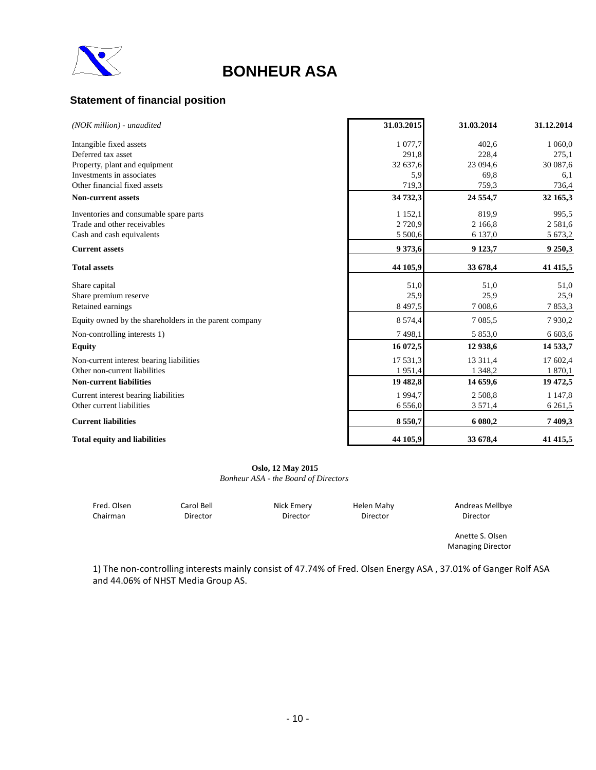# BONHEUR ASA

## Statement of financial position

| *(NOK million) - unaudited* | 31.03.2015 | 31.03.2014 | 31.12.2014 |
|---|---|---|---|
| Intangible fixed assets | 1 077,7 | 402,6 | 1 060,0 |
| Deferred tax asset | 291,8 | 228,4 | 275,1 |
| Property, plant and equipment | 32 637,6 | 23 094,6 | 30 087,6 |
| Investments in associates | 5,9 | 69,8 | 6,1 |
| Other financial fixed assets | 719,3 | 759,3 | 736,4 |
| **Non-current assets** | **34 732,3** | **24 554,7** | **32 165,3** |
| Inventories and consumable spare parts | 1 152,1 | 819,9 | 995,5 |
| Trade and other receivables | 2 720,9 | 2 166,8 | 2 581,6 |
| Cash and cash equivalents | 5 500,6 | 6 137,0 | 5 673,2 |
| **Current assets** | **9 373,6** | **9 123,7** | **9 250,3** |
| **Total assets** | **44 105,9** | **33 678,4** | **41 415,5** |
| Share capital | 51,0 | 51,0 | 51,0 |
| Share premium reserve | 25,9 | 25,9 | 25,9 |
| Retained earnings | 8 497,5 | 7 008,6 | 7 853,3 |
| Equity owned by the shareholders in the parent company | 8 574,4 | 7 085,5 | 7 930,2 |
| Non-controlling interests 1) | 7 498,1 | 5 853,0 | 6 603,6 |
| **Equity** | **16 072,5** | **12 938,6** | **14 533,7** |
| Non-current interest bearing liabilities | 17 531,3 | 13 311,4 | 17 602,4 |
| Other non-current liabilities | 1 951,4 | 1 348,2 | 1 870,1 |
| **Non-current liabilities** | **19 482,8** | **14 659,6** | **19 472,5** |
| Current interest bearing liabilities | 1 994,7 | 2 508,8 | 1 147,8 |
| Other current liabilities | 6 556,0 | 3 571,4 | 6 261,5 |
| **Current liabilities** | **8 550,7** | **6 080,2** | **7 409,3** |
| **Total equity and liabilities** | **44 105,9** | **33 678,4** | **41 415,5** |

**Oslo, 12 May 2015**
*Bonheur ASA - the Board of Directors*

| Fred. Olsen | Carol Bell | Nick Emery | Helen Mahy | Andreas Mellbye |
|---|---|---|---|---|
| Chairman | Director | Director | Director | Director |

Anette S. Olsen
Managing Director

1) The non-controlling interests mainly consist of 47.74% of Fred. Olsen Energy ASA , 37.01% of Ganger Rolf ASA and 44.06% of NHST Media Group AS.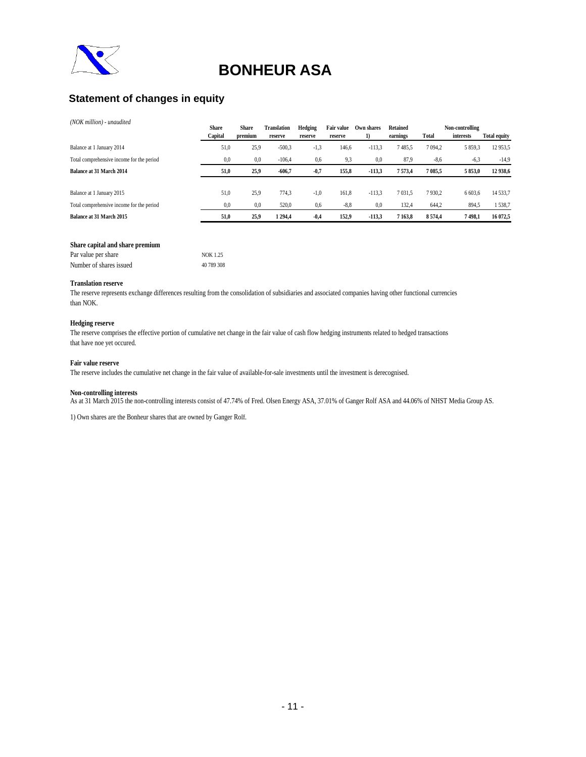# BONHEUR ASA

## Statement of changes in equity

*(NOK million) - unaudited*

| | Share Capital | Share premium | Translation reserve | Hedging reserve | Fair value reserve | Own shares 1) | Retained earnings | Total | Non-controlling interests | Total equity |
|---|---|---|---|---|---|---|---|---|---|---|
| Balance at 1 January 2014 | 51,0 | 25,9 | -500,3 | -1,3 | 146,6 | -113,3 | 7 485,5 | 7 094,2 | 5 859,3 | 12 953,5 |
| Total comprehensive income for the period | 0,0 | 0,0 | -106,4 | 0,6 | 9,3 | 0,0 | 87,9 | -8,6 | -6,3 | -14,9 |
| **Balance at 31 March 2014** | **51,0** | **25,9** | **-606,7** | **-0,7** | **155,8** | **-113,3** | **7 573,4** | **7 085,5** | **5 853,0** | **12 938,6** |
| | | | | | | | | | | |
| Balance at 1 January 2015 | 51,0 | 25,9 | 774,3 | -1,0 | 161,8 | -113,3 | 7 031,5 | 7 930,2 | 6 603,6 | 14 533,7 |
| Total comprehensive income for the period | 0,0 | 0,0 | 520,0 | 0,6 | -8,8 | 0,0 | 132,4 | 644,2 | 894,5 | 1 538,7 |
| **Balance at 31 March 2015** | **51,0** | **25,9** | **1 294,4** | **-0,4** | **152,9** | **-113,3** | **7 163,8** | **8 574,4** | **7 498,1** | **16 072,5** |

**Share capital and share premium**

| | |
|---|---|
| Par value per share | NOK 1.25 |
| Number of shares issued | 40 789 308 |

**Translation reserve**

The reserve represents exchange differences resulting from the consolidation of subsidiaries and associated companies having other functional currencies than NOK.

**Hedging reserve**

The reserve comprises the effective portion of cumulative net change in the fair value of cash flow hedging instruments related to hedged transactions that have noe yet occured.

**Fair value reserve**

The reserve includes the cumulative net change in the fair value of available-for-sale investments until the investment is derecognised.

**Non-controlling interests**

As at 31 March 2015 the non-controlling interests consist of 47.74% of Fred. Olsen Energy ASA, 37.01% of Ganger Rolf ASA and 44.06% of NHST Media Group AS.

1) Own shares are the Bonheur shares that are owned by Ganger Rolf.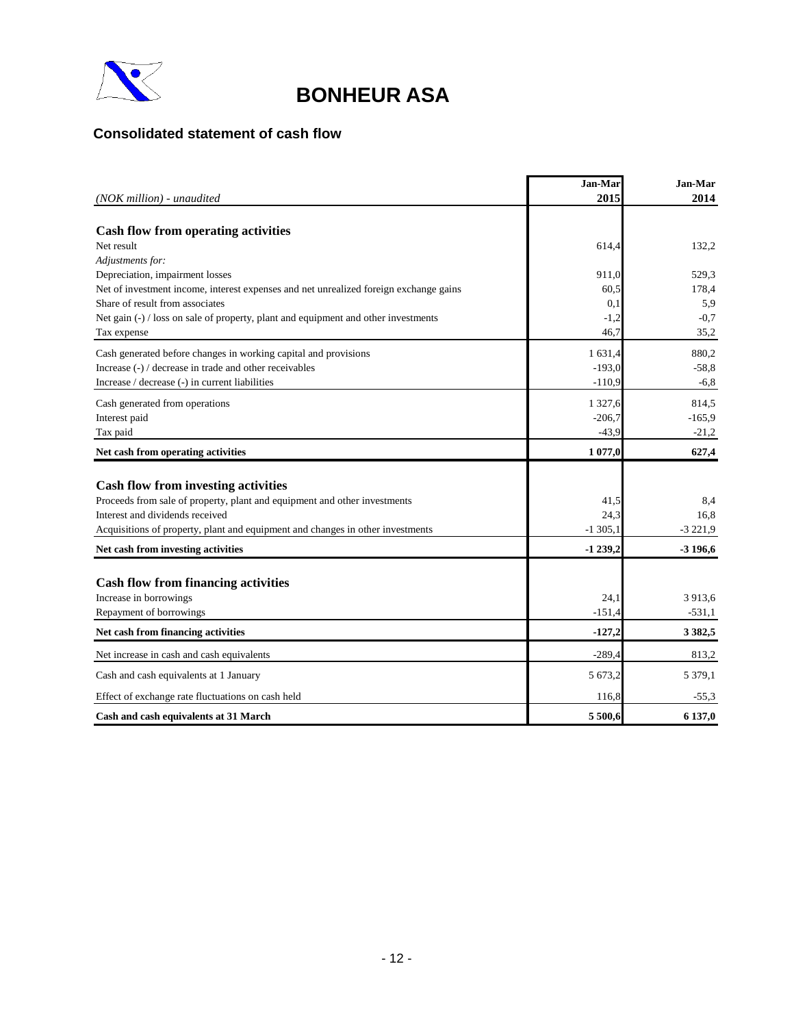# BONHEUR ASA

## Consolidated statement of cash flow

| *(NOK million) - unaudited* | Jan-Mar 2015 | Jan-Mar 2014 |
|---|---|---|
| **Cash flow from operating activities** | | |
| Net result | 614,4 | 132,2 |
| *Adjustments for:* | | |
| Depreciation, impairment losses | 911,0 | 529,3 |
| Net of investment income, interest expenses and net unrealized foreign exchange gains | 60,5 | 178,4 |
| Share of result from associates | 0,1 | 5,9 |
| Net gain (-) / loss on sale of property, plant and equipment and other investments | -1,2 | -0,7 |
| Tax expense | 46,7 | 35,2 |
| Cash generated before changes in working capital and provisions | 1 631,4 | 880,2 |
| Increase (-) / decrease in trade and other receivables | -193,0 | -58,8 |
| Increase / decrease (-) in current liabilities | -110,9 | -6,8 |
| Cash generated from operations | 1 327,6 | 814,5 |
| Interest paid | -206,7 | -165,9 |
| Tax paid | -43,9 | -21,2 |
| **Net cash from operating activities** | **1 077,0** | **627,4** |
| **Cash flow from investing activities** | | |
| Proceeds from sale of property, plant and equipment and other investments | 41,5 | 8,4 |
| Interest and dividends received | 24,3 | 16,8 |
| Acquisitions of property, plant and equipment and changes in other investments | -1 305,1 | -3 221,9 |
| **Net cash from investing activities** | **-1 239,2** | **-3 196,6** |
| **Cash flow from financing activities** | | |
| Increase in borrowings | 24,1 | 3 913,6 |
| Repayment of borrowings | -151,4 | -531,1 |
| **Net cash from financing activities** | **-127,2** | **3 382,5** |
| Net increase in cash and cash equivalents | -289,4 | 813,2 |
| Cash and cash equivalents at 1 January | 5 673,2 | 5 379,1 |
| Effect of exchange rate fluctuations on cash held | 116,8 | -55,3 |
| **Cash and cash equivalents at 31 March** | **5 500,6** | **6 137,0** |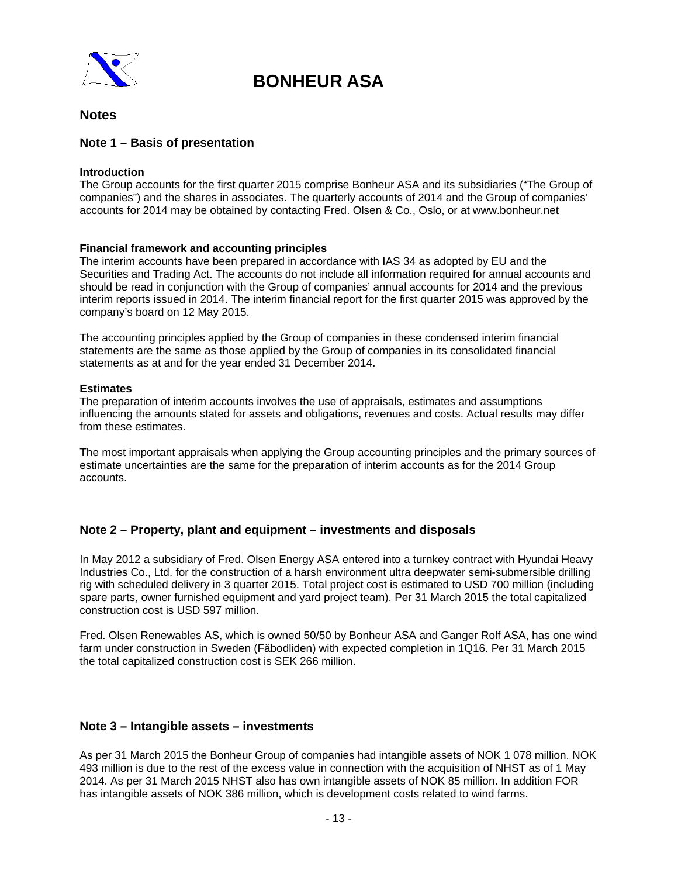# BONHEUR ASA

## Notes

### Note 1 – Basis of presentation

**Introduction**
The Group accounts for the first quarter 2015 comprise Bonheur ASA and its subsidiaries ("The Group of companies") and the shares in associates. The quarterly accounts of 2014 and the Group of companies' accounts for 2014 may be obtained by contacting Fred. Olsen & Co., Oslo, or at www.bonheur.net

**Financial framework and accounting principles**
The interim accounts have been prepared in accordance with IAS 34 as adopted by EU and the Securities and Trading Act. The accounts do not include all information required for annual accounts and should be read in conjunction with the Group of companies' annual accounts for 2014 and the previous interim reports issued in 2014. The interim financial report for the first quarter 2015 was approved by the company's board on 12 May 2015.

The accounting principles applied by the Group of companies in these condensed interim financial statements are the same as those applied by the Group of companies in its consolidated financial statements as at and for the year ended 31 December 2014.

**Estimates**
The preparation of interim accounts involves the use of appraisals, estimates and assumptions influencing the amounts stated for assets and obligations, revenues and costs. Actual results may differ from these estimates.

The most important appraisals when applying the Group accounting principles and the primary sources of estimate uncertainties are the same for the preparation of interim accounts as for the 2014 Group accounts.

### Note 2 – Property, plant and equipment – investments and disposals

In May 2012 a subsidiary of Fred. Olsen Energy ASA entered into a turnkey contract with Hyundai Heavy Industries Co., Ltd. for the construction of a harsh environment ultra deepwater semi-submersible drilling rig with scheduled delivery in 3 quarter 2015. Total project cost is estimated to USD 700 million (including spare parts, owner furnished equipment and yard project team). Per 31 March 2015 the total capitalized construction cost is USD 597 million.

Fred. Olsen Renewables AS, which is owned 50/50 by Bonheur ASA and Ganger Rolf ASA, has one wind farm under construction in Sweden (Fäbodliden) with expected completion in 1Q16. Per 31 March 2015 the total capitalized construction cost is SEK 266 million.

### Note 3 – Intangible assets – investments

As per 31 March 2015 the Bonheur Group of companies had intangible assets of NOK 1 078 million. NOK 493 million is due to the rest of the excess value in connection with the acquisition of NHST as of 1 May 2014. As per 31 March 2015 NHST also has own intangible assets of NOK 85 million. In addition FOR has intangible assets of NOK 386 million, which is development costs related to wind farms.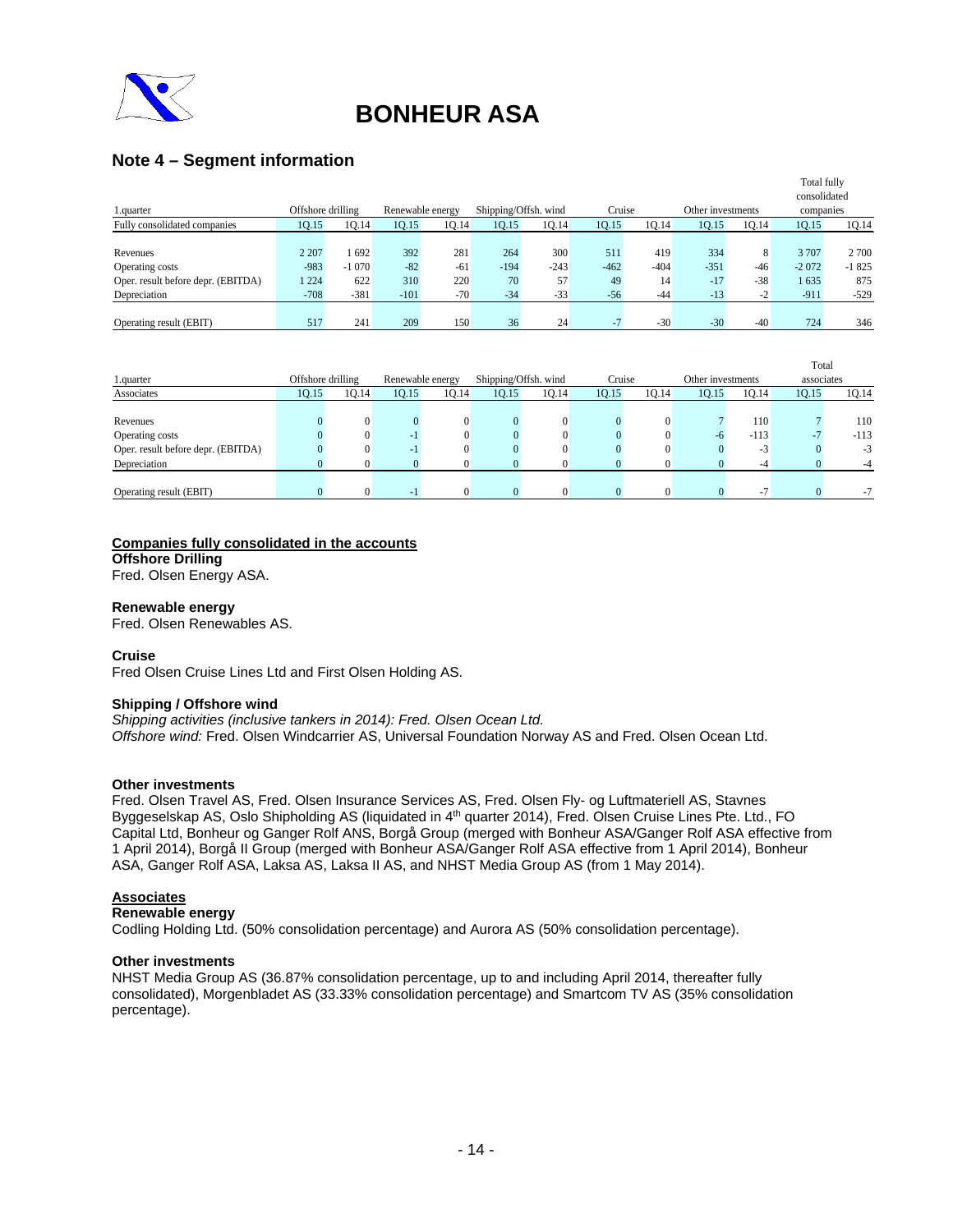# BONHEUR ASA

## Note 4 – Segment information

| 1.quarter | Offshore drilling | | Renewable energy | | Shipping/Offsh. wind | | Cruise | | Other investments | | Total fully consolidated companies | |
|---|---|---|---|---|---|---|---|---|---|---|---|---|
| Fully consolidated companies | 1Q.15 | 1Q.14 | 1Q.15 | 1Q.14 | 1Q.15 | 1Q.14 | 1Q.15 | 1Q.14 | 1Q.15 | 1Q.14 | 1Q.15 | 1Q.14 |
| Revenues | 2 207 | 1 692 | 392 | 281 | 264 | 300 | 511 | 419 | 334 | 8 | 3 707 | 2 700 |
| Operating costs | -983 | -1 070 | -82 | -61 | -194 | -243 | -462 | -404 | -351 | -46 | -2 072 | -1 825 |
| Oper. result before depr. (EBITDA) | 1 224 | 622 | 310 | 220 | 70 | 57 | 49 | 14 | -17 | -38 | 1 635 | 875 |
| Depreciation | -708 | -381 | -101 | -70 | -34 | -33 | -56 | -44 | -13 | -2 | -911 | -529 |
| Operating result (EBIT) | 517 | 241 | 209 | 150 | 36 | 24 | -7 | -30 | -30 | -40 | 724 | 346 |

| 1.quarter | Offshore drilling | | Renewable energy | | Shipping/Offsh. wind | | Cruise | | Other investments | | Total associates | |
|---|---|---|---|---|---|---|---|---|---|---|---|---|
| Associates | 1Q.15 | 1Q.14 | 1Q.15 | 1Q.14 | 1Q.15 | 1Q.14 | 1Q.15 | 1Q.14 | 1Q.15 | 1Q.14 | 1Q.15 | 1Q.14 |
| Revenues | 0 | 0 | 0 | 0 | 0 | 0 | 0 | 0 | 7 | 110 | 7 | 110 |
| Operating costs | 0 | 0 | -1 | 0 | 0 | 0 | 0 | 0 | -6 | -113 | -7 | -113 |
| Oper. result before depr. (EBITDA) | 0 | 0 | -1 | 0 | 0 | 0 | 0 | 0 | 0 | -3 | 0 | -3 |
| Depreciation | 0 | 0 | 0 | 0 | 0 | 0 | 0 | 0 | 0 | -4 | 0 | -4 |
| Operating result (EBIT) | 0 | 0 | -1 | 0 | 0 | 0 | 0 | 0 | 0 | -7 | 0 | -7 |

**Companies fully consolidated in the accounts**

**Offshore Drilling**
Fred. Olsen Energy ASA.

**Renewable energy**
Fred. Olsen Renewables AS.

**Cruise**
Fred Olsen Cruise Lines Ltd and First Olsen Holding AS.

**Shipping / Offshore wind**
*Shipping activities (inclusive tankers in 2014): Fred. Olsen Ocean Ltd.*
*Offshore wind:* Fred. Olsen Windcarrier AS, Universal Foundation Norway AS and Fred. Olsen Ocean Ltd.

**Other investments**
Fred. Olsen Travel AS, Fred. Olsen Insurance Services AS, Fred. Olsen Fly- og Luftmateriell AS, Stavnes Byggeselskap AS, Oslo Shipholding AS (liquidated in 4th quarter 2014), Fred. Olsen Cruise Lines Pte. Ltd., FO Capital Ltd, Bonheur og Ganger Rolf ANS, Borgå Group (merged with Bonheur ASA/Ganger Rolf ASA effective from 1 April 2014), Borgå II Group (merged with Bonheur ASA/Ganger Rolf ASA effective from 1 April 2014), Bonheur ASA, Ganger Rolf ASA, Laksa AS, Laksa II AS, and NHST Media Group AS (from 1 May 2014).

**Associates**

**Renewable energy**
Codling Holding Ltd. (50% consolidation percentage) and Aurora AS (50% consolidation percentage).

**Other investments**
NHST Media Group AS (36.87% consolidation percentage, up to and including April 2014, thereafter fully consolidated), Morgenbladet AS (33.33% consolidation percentage) and Smartcom TV AS (35% consolidation percentage).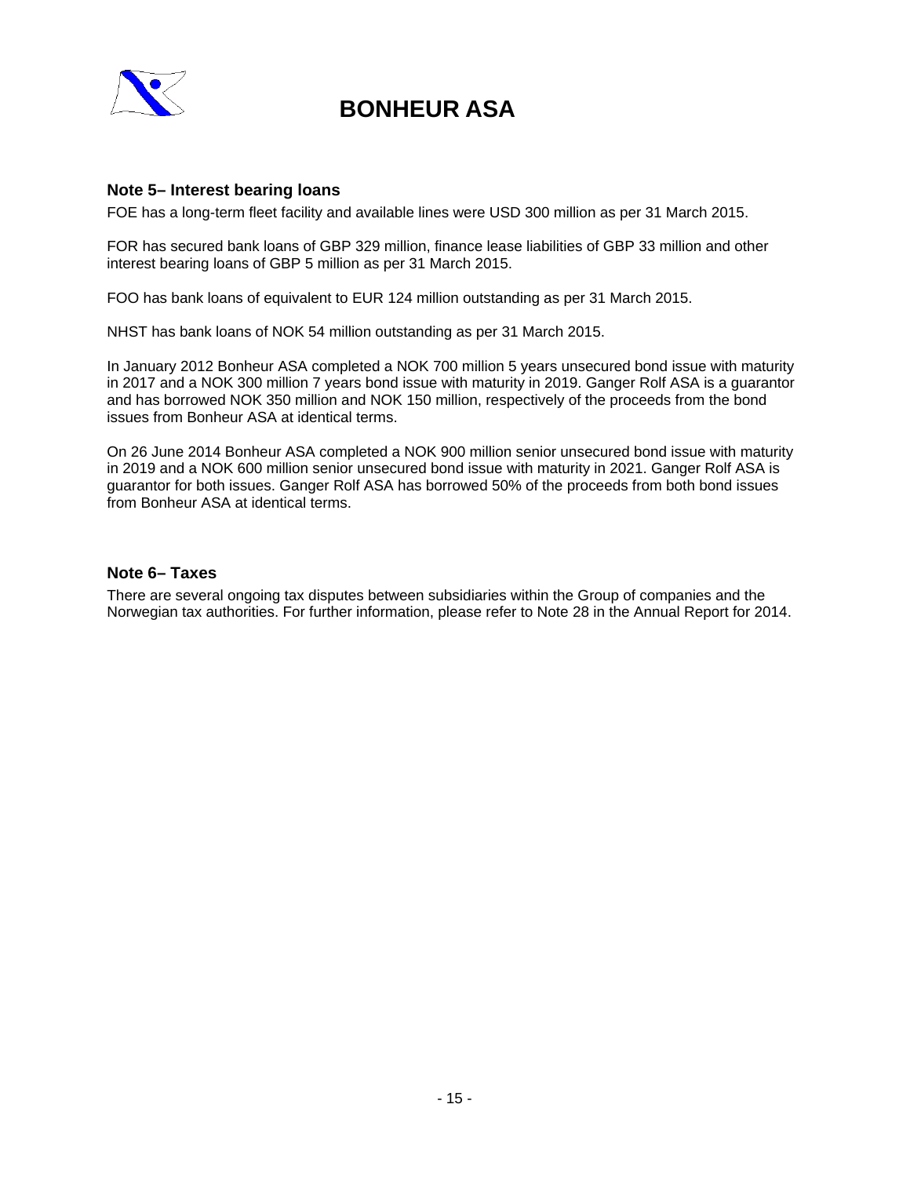## Note 5– Interest bearing loans

FOE has a long-term fleet facility and available lines were USD 300 million as per 31 March 2015.

FOR has secured bank loans of GBP 329 million, finance lease liabilities of GBP 33 million and other interest bearing loans of GBP 5 million as per 31 March 2015.

FOO has bank loans of equivalent to EUR 124 million outstanding as per 31 March 2015.

NHST has bank loans of NOK 54 million outstanding as per 31 March 2015.

In January 2012 Bonheur ASA completed a NOK 700 million 5 years unsecured bond issue with maturity in 2017 and a NOK 300 million 7 years bond issue with maturity in 2019. Ganger Rolf ASA is a guarantor and has borrowed NOK 350 million and NOK 150 million, respectively of the proceeds from the bond issues from Bonheur ASA at identical terms.

On 26 June 2014 Bonheur ASA completed a NOK 900 million senior unsecured bond issue with maturity in 2019 and a NOK 600 million senior unsecured bond issue with maturity in 2021. Ganger Rolf ASA is guarantor for both issues. Ganger Rolf ASA has borrowed 50% of the proceeds from both bond issues from Bonheur ASA at identical terms.

## Note 6– Taxes

There are several ongoing tax disputes between subsidiaries within the Group of companies and the Norwegian tax authorities. For further information, please refer to Note 28 in the Annual Report for 2014.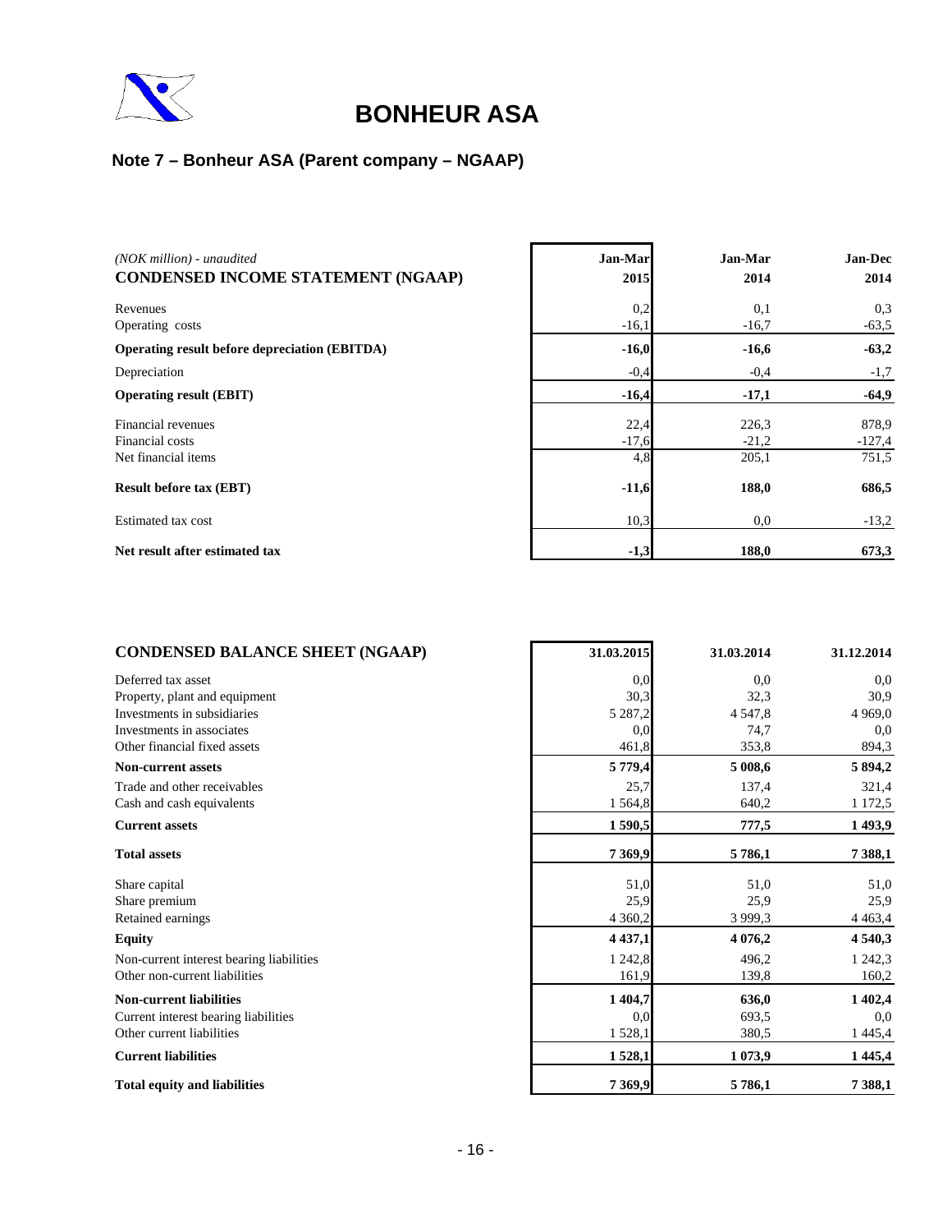# BONHEUR ASA

## Note 7 – Bonheur ASA (Parent company – NGAAP)

| *(NOK million) - unaudited*<br>**CONDENSED INCOME STATEMENT (NGAAP)** | **Jan-Mar 2015** | **Jan-Mar 2014** | **Jan-Dec 2014** |
|---|---|---|---|
| Revenues | 0,2 | 0,1 | 0,3 |
| Operating costs | -16,1 | -16,7 | -63,5 |
| **Operating result before depreciation (EBITDA)** | **-16,0** | **-16,6** | **-63,2** |
| Depreciation | -0,4 | -0,4 | -1,7 |
| **Operating result (EBIT)** | **-16,4** | **-17,1** | **-64,9** |
| Financial revenues | 22,4 | 226,3 | 878,9 |
| Financial costs | -17,6 | -21,2 | -127,4 |
| Net financial items | 4,8 | 205,1 | 751,5 |
| **Result before tax (EBT)** | **-11,6** | **188,0** | **686,5** |
| Estimated tax cost | 10,3 | 0,0 | -13,2 |
| **Net result after estimated tax** | **-1,3** | **188,0** | **673,3** |

| **CONDENSED BALANCE SHEET (NGAAP)** | **31.03.2015** | **31.03.2014** | **31.12.2014** |
|---|---|---|---|
| Deferred tax asset | 0,0 | 0,0 | 0,0 |
| Property, plant and equipment | 30,3 | 32,3 | 30,9 |
| Investments in subsidiaries | 5 287,2 | 4 547,8 | 4 969,0 |
| Investments in associates | 0,0 | 74,7 | 0,0 |
| Other financial fixed assets | 461,8 | 353,8 | 894,3 |
| **Non-current assets** | **5 779,4** | **5 008,6** | **5 894,2** |
| Trade and other receivables | 25,7 | 137,4 | 321,4 |
| Cash and cash equivalents | 1 564,8 | 640,2 | 1 172,5 |
| **Current assets** | **1 590,5** | **777,5** | **1 493,9** |
| **Total assets** | **7 369,9** | **5 786,1** | **7 388,1** |
| Share capital | 51,0 | 51,0 | 51,0 |
| Share premium | 25,9 | 25,9 | 25,9 |
| Retained earnings | 4 360,2 | 3 999,3 | 4 463,4 |
| **Equity** | **4 437,1** | **4 076,2** | **4 540,3** |
| Non-current interest bearing liabilities | 1 242,8 | 496,2 | 1 242,3 |
| Other non-current liabilities | 161,9 | 139,8 | 160,2 |
| **Non-current liabilities** | **1 404,7** | **636,0** | **1 402,4** |
| Current interest bearing liabilities | 0,0 | 693,5 | 0,0 |
| Other current liabilities | 1 528,1 | 380,5 | 1 445,4 |
| **Current liabilities** | **1 528,1** | **1 073,9** | **1 445,4** |
| **Total equity and liabilities** | **7 369,9** | **5 786,1** | **7 388,1** |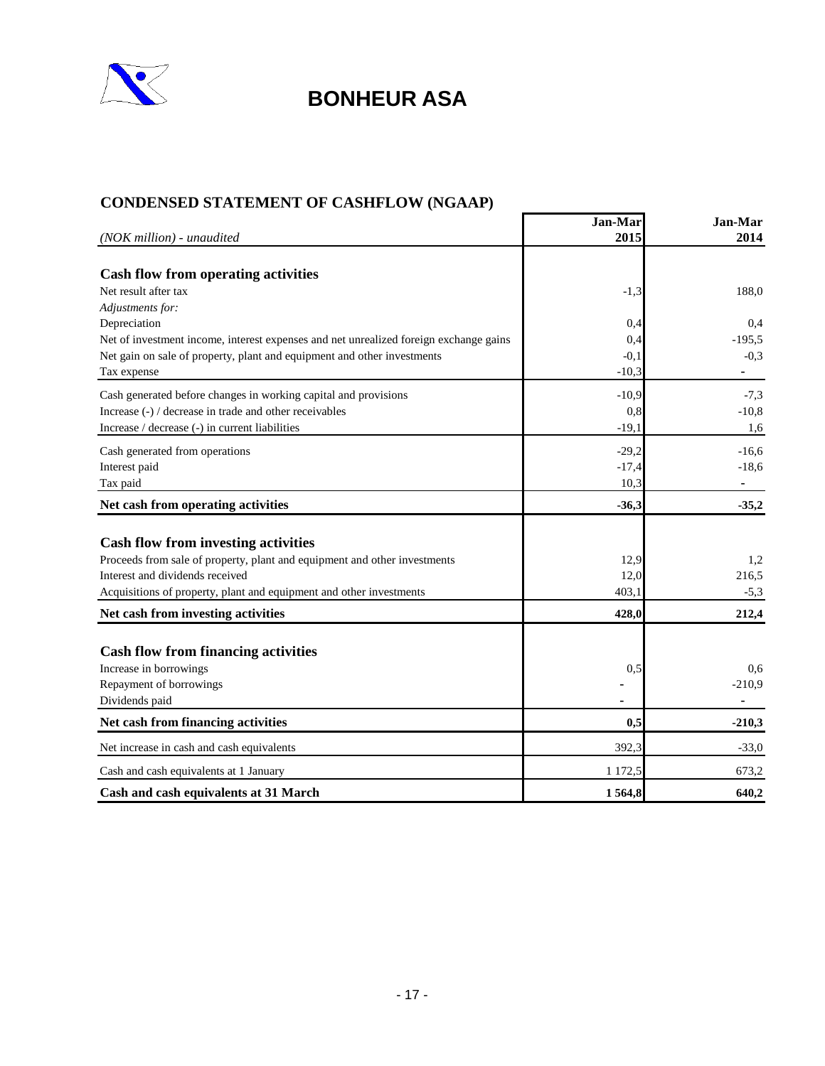# BONHEUR ASA

## CONDENSED STATEMENT OF CASHFLOW (NGAAP)

| *(NOK million) - unaudited* | Jan-Mar 2015 | Jan-Mar 2014 |
|---|---|---|
| **Cash flow from operating activities** | | |
| Net result after tax | -1,3 | 188,0 |
| *Adjustments for:* | | |
| Depreciation | 0,4 | 0,4 |
| Net of investment income, interest expenses and net unrealized foreign exchange gains | 0,4 | -195,5 |
| Net gain on sale of property, plant and equipment and other investments | -0,1 | -0,3 |
| Tax expense | -10,3 | - |
| Cash generated before changes in working capital and provisions | -10,9 | -7,3 |
| Increase (-) / decrease in trade and other receivables | 0,8 | -10,8 |
| Increase / decrease (-) in current liabilities | -19,1 | 1,6 |
| Cash generated from operations | -29,2 | -16,6 |
| Interest paid | -17,4 | -18,6 |
| Tax paid | 10,3 | - |
| **Net cash from operating activities** | **-36,3** | **-35,2** |
| **Cash flow from investing activities** | | |
| Proceeds from sale of property, plant and equipment and other investments | 12,9 | 1,2 |
| Interest and dividends received | 12,0 | 216,5 |
| Acquisitions of property, plant and equipment and other investments | 403,1 | -5,3 |
| **Net cash from investing activities** | **428,0** | **212,4** |
| **Cash flow from financing activities** | | |
| Increase in borrowings | 0,5 | 0,6 |
| Repayment of borrowings | - | -210,9 |
| Dividends paid | - | - |
| **Net cash from financing activities** | **0,5** | **-210,3** |
| Net increase in cash and cash equivalents | 392,3 | -33,0 |
| Cash and cash equivalents at 1 January | 1 172,5 | 673,2 |
| **Cash and cash equivalents at 31 March** | **1 564,8** | **640,2** |